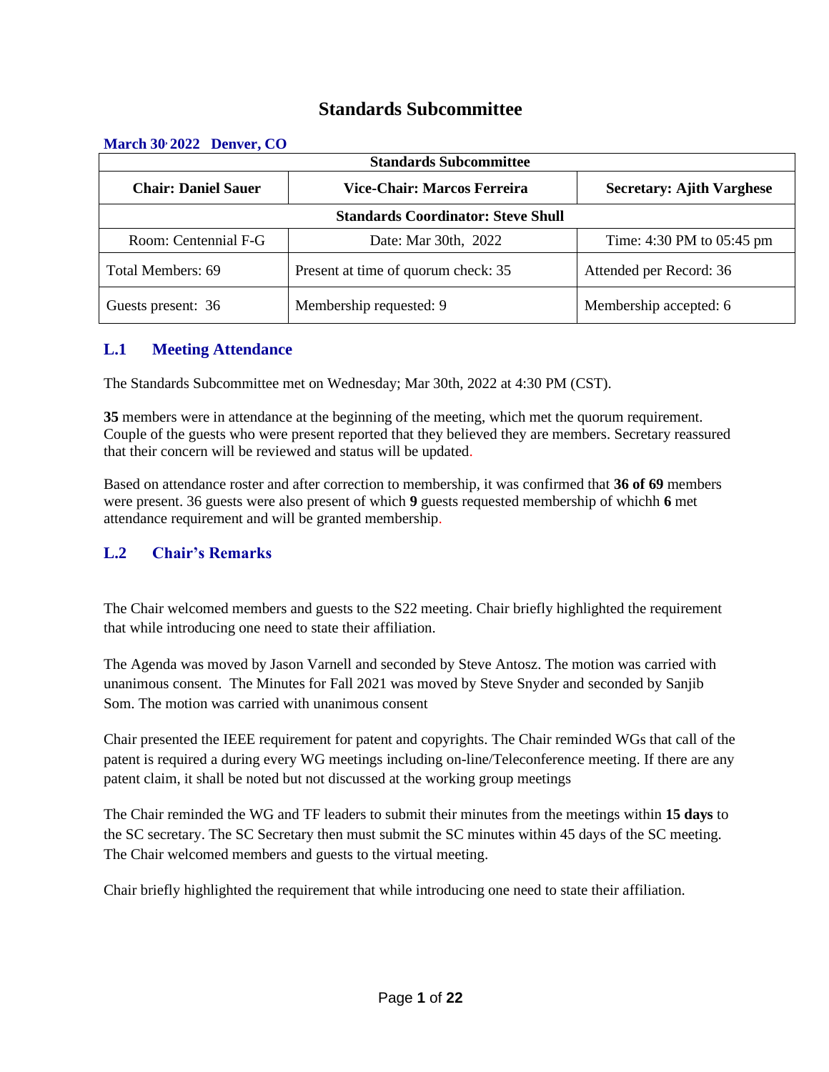# Standards Subcommittee

**March 30, 2022 Denver, CO**

| Standards Subcommittee | | |
|---|---|---|
| **Chair: Daniel Sauer** | **Vice-Chair: Marcos Ferreira** | **Secretary: Ajith Varghese** |
| **Standards Coordinator: Steve Shull** | | |
| Room: Centennial F-G | Date: Mar 30th, 2022 | Time: 4:30 PM to 05:45 pm |
| Total Members: 69 | Present at time of quorum check: 35 | Attended per Record: 36 |
| Guests present: 36 | Membership requested: 9 | Membership accepted: 6 |

## L.1 Meeting Attendance

The Standards Subcommittee met on Wednesday; Mar 30th, 2022 at 4:30 PM (CST).

**35** members were in attendance at the beginning of the meeting, which met the quorum requirement. Couple of the guests who were present reported that they believed they are members. Secretary reassured that their concern will be reviewed and status will be updated.

Based on attendance roster and after correction to membership, it was confirmed that **36 of 69** members were present. 36 guests were also present of which **9** guests requested membership of whichh **6** met attendance requirement and will be granted membership.

## L.2 Chair's Remarks

The Chair welcomed members and guests to the S22 meeting. Chair briefly highlighted the requirement that while introducing one need to state their affiliation.

The Agenda was moved by Jason Varnell and seconded by Steve Antosz. The motion was carried with unanimous consent. The Minutes for Fall 2021 was moved by Steve Snyder and seconded by Sanjib Som. The motion was carried with unanimous consent

Chair presented the IEEE requirement for patent and copyrights. The Chair reminded WGs that call of the patent is required a during every WG meetings including on-line/Teleconference meeting. If there are any patent claim, it shall be noted but not discussed at the working group meetings

The Chair reminded the WG and TF leaders to submit their minutes from the meetings within **15 days** to the SC secretary. The SC Secretary then must submit the SC minutes within 45 days of the SC meeting. The Chair welcomed members and guests to the virtual meeting.

Chair briefly highlighted the requirement that while introducing one need to state their affiliation.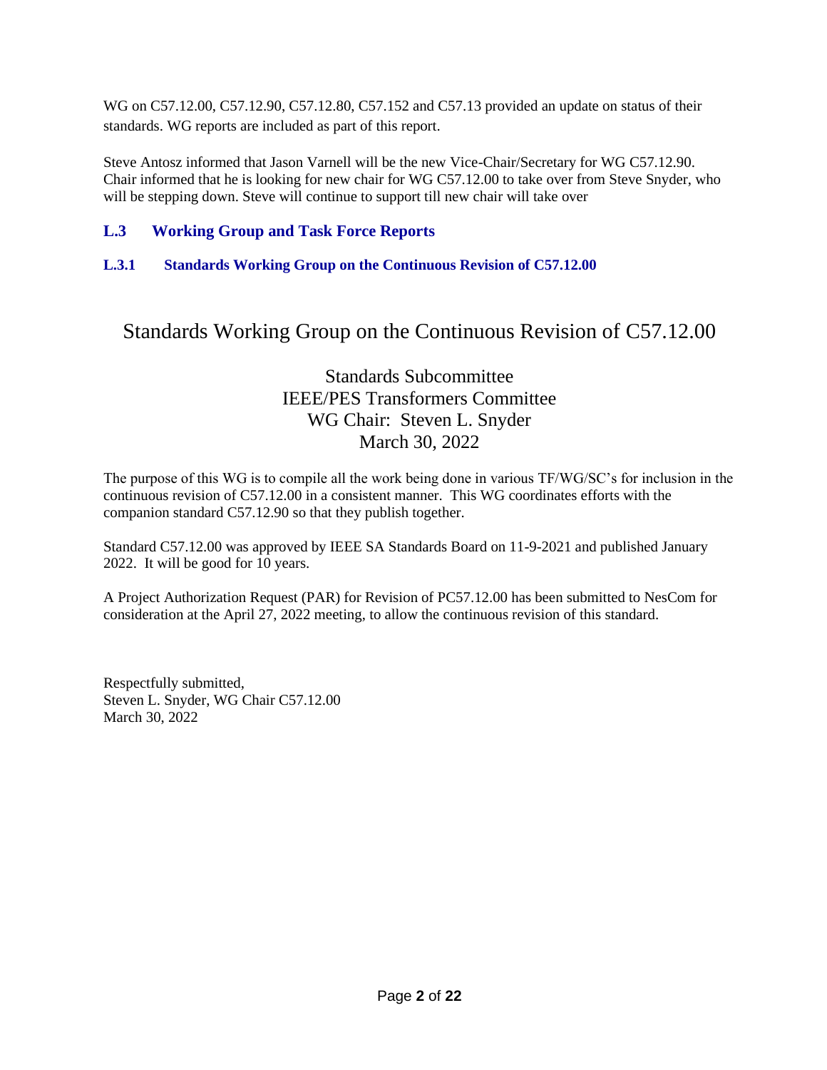WG on C57.12.00, C57.12.90, C57.12.80, C57.152 and C57.13 provided an update on status of their standards. WG reports are included as part of this report.

Steve Antosz informed that Jason Varnell will be the new Vice-Chair/Secretary for WG C57.12.90. Chair informed that he is looking for new chair for WG C57.12.00 to take over from Steve Snyder, who will be stepping down. Steve will continue to support till new chair will take over

## L.3 Working Group and Task Force Reports

### L.3.1 Standards Working Group on the Continuous Revision of C57.12.00

# Standards Working Group on the Continuous Revision of C57.12.00

Standards Subcommittee
IEEE/PES Transformers Committee
WG Chair: Steven L. Snyder
March 30, 2022

The purpose of this WG is to compile all the work being done in various TF/WG/SC's for inclusion in the continuous revision of C57.12.00 in a consistent manner. This WG coordinates efforts with the companion standard C57.12.90 so that they publish together.

Standard C57.12.00 was approved by IEEE SA Standards Board on 11-9-2021 and published January 2022. It will be good for 10 years.

A Project Authorization Request (PAR) for Revision of PC57.12.00 has been submitted to NesCom for consideration at the April 27, 2022 meeting, to allow the continuous revision of this standard.

Respectfully submitted,
Steven L. Snyder, WG Chair C57.12.00
March 30, 2022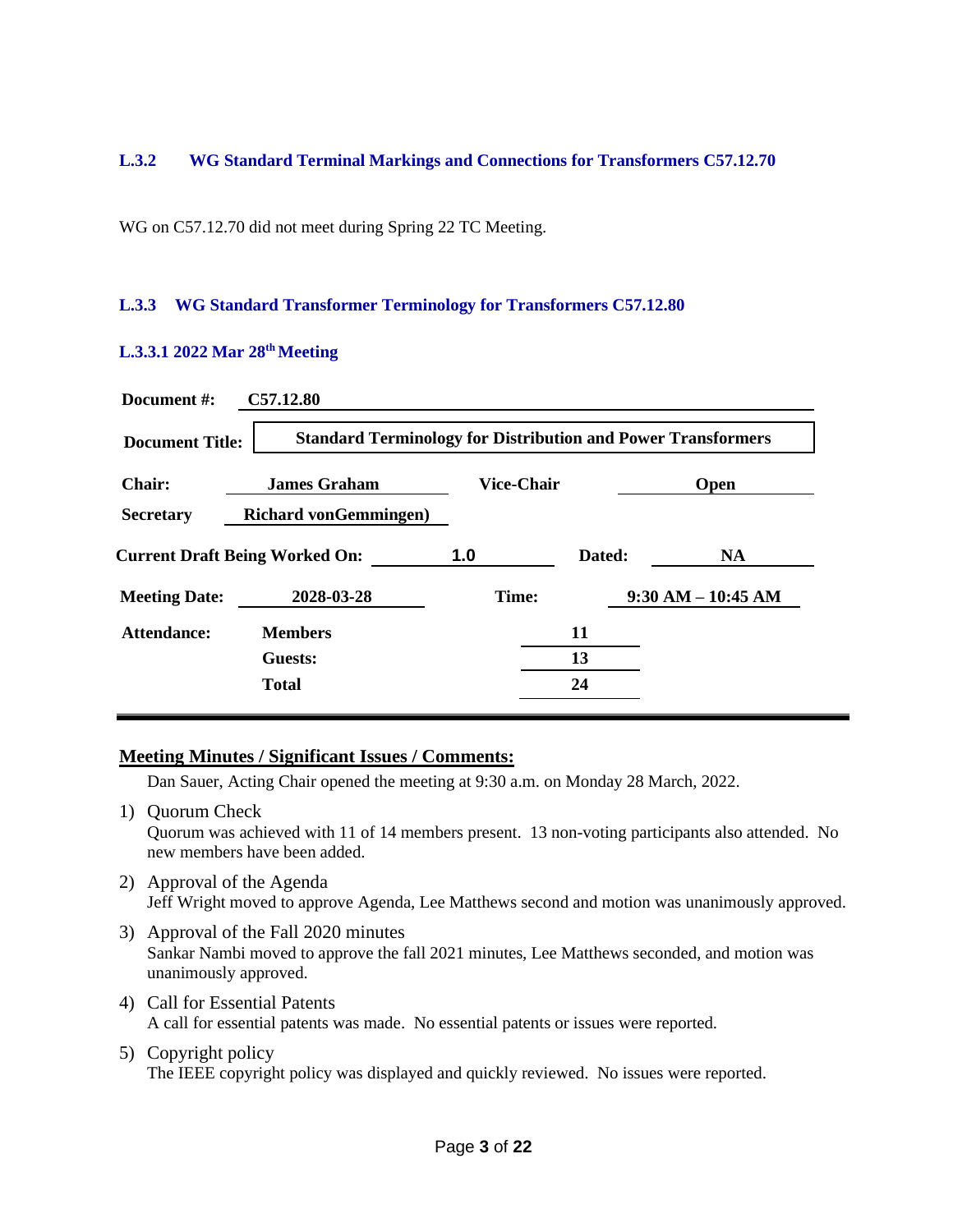### L.3.2 WG Standard Terminal Markings and Connections for Transformers C57.12.70

WG on C57.12.70 did not meet during Spring 22 TC Meeting.

### L.3.3 WG Standard Transformer Terminology for Transformers C57.12.80

#### L.3.3.1 2022 Mar 28th Meeting

| | | | |
|---|---|---|---|
| **Document #:** | **C57.12.80** | | |
| **Document Title:** | **Standard Terminology for Distribution and Power Transformers** | | |
| **Chair:** | **James Graham** | **Vice-Chair** | **Open** |
| **Secretary** | **Richard vonGemmingen)** | | |
| **Current Draft Being Worked On:** | **1.0** | **Dated:** | **NA** |
| **Meeting Date:** | **2028-03-28** | **Time:** | **9:30 AM – 10:45 AM** |
| **Attendance:** | **Members** | **11** | |
| | **Guests:** | **13** | |
| | **Total** | **24** | |

**Meeting Minutes / Significant Issues / Comments:**

Dan Sauer, Acting Chair opened the meeting at 9:30 a.m. on Monday 28 March, 2022.

1) Quorum Check
   Quorum was achieved with 11 of 14 members present. 13 non-voting participants also attended. No new members have been added.
2) Approval of the Agenda
   Jeff Wright moved to approve Agenda, Lee Matthews second and motion was unanimously approved.
3) Approval of the Fall 2020 minutes
   Sankar Nambi moved to approve the fall 2021 minutes, Lee Matthews seconded, and motion was unanimously approved.
4) Call for Essential Patents
   A call for essential patents was made. No essential patents or issues were reported.
5) Copyright policy
   The IEEE copyright policy was displayed and quickly reviewed. No issues were reported.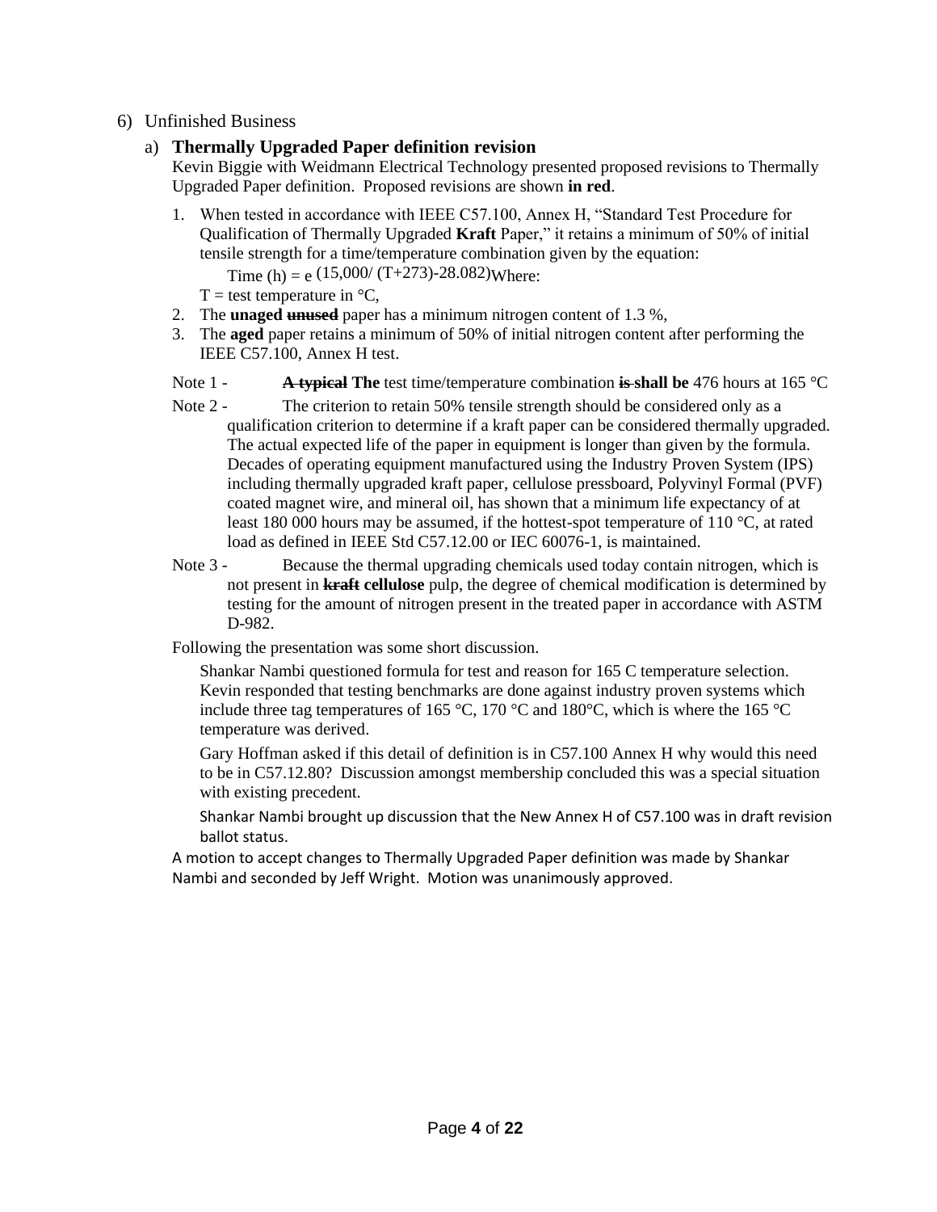6) Unfinished Business

a) **Thermally Upgraded Paper definition revision**

Kevin Biggie with Weidmann Electrical Technology presented proposed revisions to Thermally Upgraded Paper definition. Proposed revisions are shown **in red**.

1. When tested in accordance with IEEE C57.100, Annex H, "Standard Test Procedure for Qualification of Thermally Upgraded **Kraft** Paper," it retains a minimum of 50% of initial tensile strength for a time/temperature combination given by the equation:

   Time (h) = $e^{(15,000/(T+273)-28.082)}$ Where:

   T = test temperature in °C,
2. The **unaged** ~~**unused**~~ paper has a minimum nitrogen content of 1.3 %,
3. The **aged** paper retains a minimum of 50% of initial nitrogen content after performing the IEEE C57.100, Annex H test.

Note 1 - ~~**A typical**~~ **The** test time/temperature combination ~~is~~ **shall be** 476 hours at 165 °C

Note 2 - The criterion to retain 50% tensile strength should be considered only as a qualification criterion to determine if a kraft paper can be considered thermally upgraded. The actual expected life of the paper in equipment is longer than given by the formula. Decades of operating equipment manufactured using the Industry Proven System (IPS) including thermally upgraded kraft paper, cellulose pressboard, Polyvinyl Formal (PVF) coated magnet wire, and mineral oil, has shown that a minimum life expectancy of at least 180 000 hours may be assumed, if the hottest-spot temperature of 110 °C, at rated load as defined in IEEE Std C57.12.00 or IEC 60076-1, is maintained.

Note 3 - Because the thermal upgrading chemicals used today contain nitrogen, which is not present in ~~**kraft**~~ **cellulose** pulp, the degree of chemical modification is determined by testing for the amount of nitrogen present in the treated paper in accordance with ASTM D-982.

Following the presentation was some short discussion.

Shankar Nambi questioned formula for test and reason for 165 C temperature selection. Kevin responded that testing benchmarks are done against industry proven systems which include three tag temperatures of 165 °C, 170 °C and 180°C, which is where the 165 °C temperature was derived.

Gary Hoffman asked if this detail of definition is in C57.100 Annex H why would this need to be in C57.12.80? Discussion amongst membership concluded this was a special situation with existing precedent.

Shankar Nambi brought up discussion that the New Annex H of C57.100 was in draft revision ballot status.

A motion to accept changes to Thermally Upgraded Paper definition was made by Shankar Nambi and seconded by Jeff Wright. Motion was unanimously approved.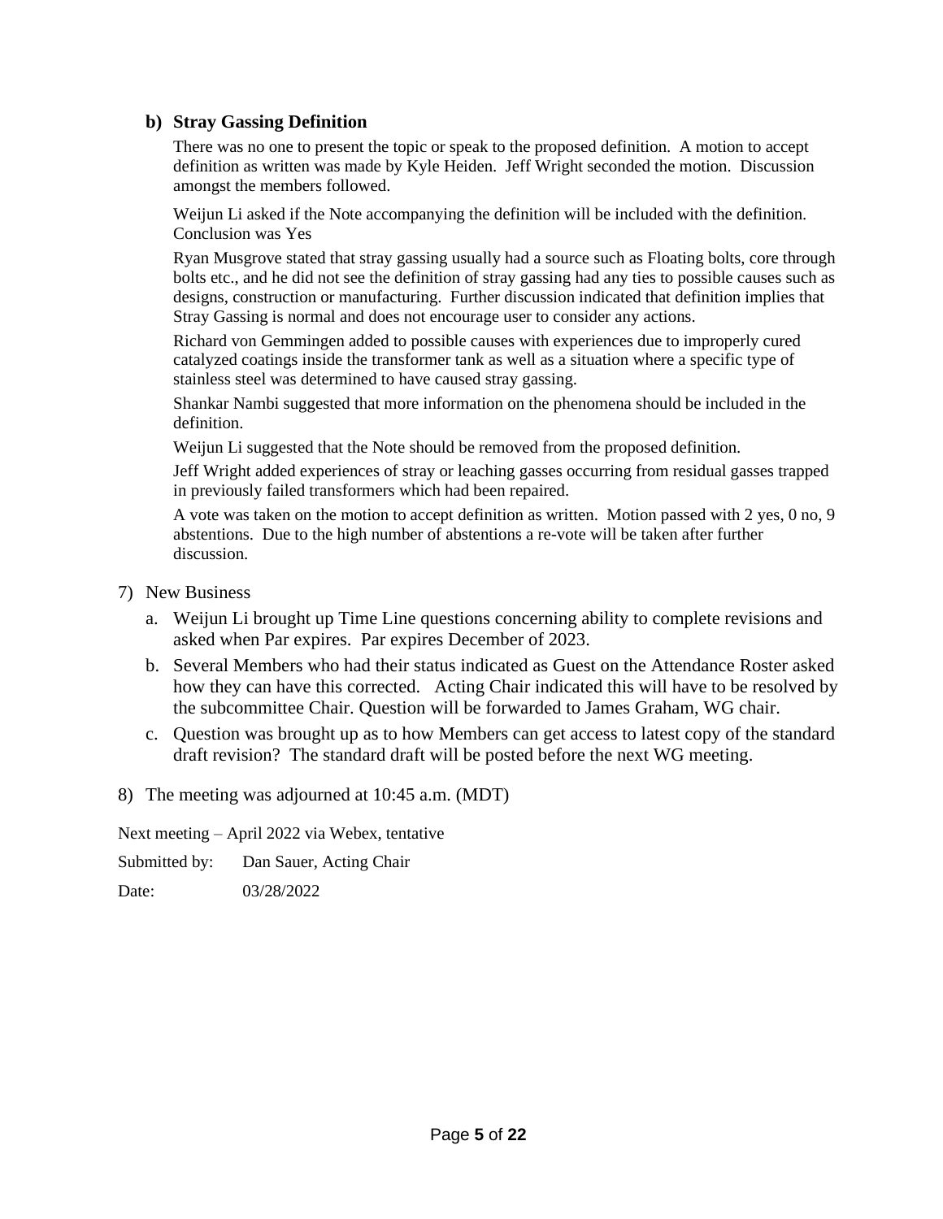### b) Stray Gassing Definition

There was no one to present the topic or speak to the proposed definition. A motion to accept definition as written was made by Kyle Heiden. Jeff Wright seconded the motion. Discussion amongst the members followed.

Weijun Li asked if the Note accompanying the definition will be included with the definition. Conclusion was Yes

Ryan Musgrove stated that stray gassing usually had a source such as Floating bolts, core through bolts etc., and he did not see the definition of stray gassing had any ties to possible causes such as designs, construction or manufacturing. Further discussion indicated that definition implies that Stray Gassing is normal and does not encourage user to consider any actions.

Richard von Gemmingen added to possible causes with experiences due to improperly cured catalyzed coatings inside the transformer tank as well as a situation where a specific type of stainless steel was determined to have caused stray gassing.

Shankar Nambi suggested that more information on the phenomena should be included in the definition.

Weijun Li suggested that the Note should be removed from the proposed definition.

Jeff Wright added experiences of stray or leaching gasses occurring from residual gasses trapped in previously failed transformers which had been repaired.

A vote was taken on the motion to accept definition as written. Motion passed with 2 yes, 0 no, 9 abstentions. Due to the high number of abstentions a re-vote will be taken after further discussion.

7) New Business

   a. Weijun Li brought up Time Line questions concerning ability to complete revisions and asked when Par expires. Par expires December of 2023.

   b. Several Members who had their status indicated as Guest on the Attendance Roster asked how they can have this corrected. Acting Chair indicated this will have to be resolved by the subcommittee Chair. Question will be forwarded to James Graham, WG chair.

   c. Question was brought up as to how Members can get access to latest copy of the standard draft revision? The standard draft will be posted before the next WG meeting.

8) The meeting was adjourned at 10:45 a.m. (MDT)

Next meeting – April 2022 via Webex, tentative

Submitted by: Dan Sauer, Acting Chair

Date: 03/28/2022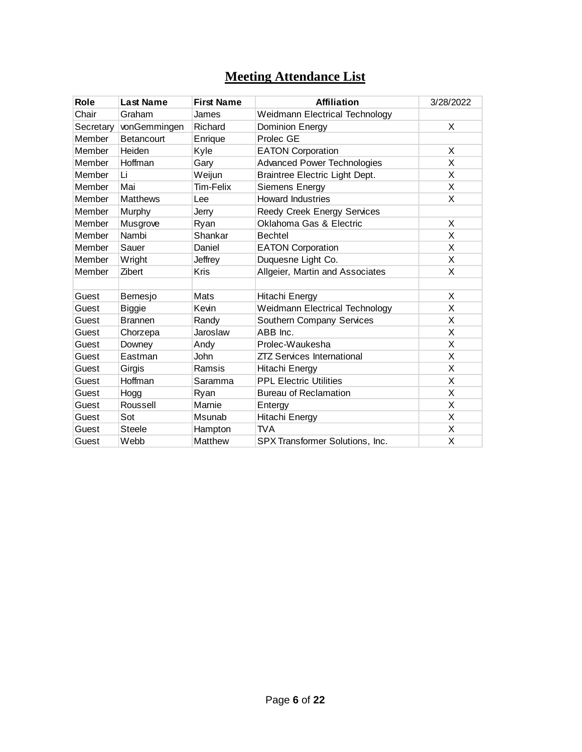# Meeting Attendance List

| Role | Last Name | First Name | Affiliation | 3/28/2022 |
|---|---|---|---|---|
| Chair | Graham | James | Weidmann Electrical Technology | |
| Secretary | vonGemmingen | Richard | Dominion Energy | X |
| Member | Betancourt | Enrique | Prolec GE | |
| Member | Heiden | Kyle | EATON Corporation | X |
| Member | Hoffman | Gary | Advanced Power Technologies | X |
| Member | Li | Weijun | Braintree Electric Light Dept. | X |
| Member | Mai | Tim-Felix | Siemens Energy | X |
| Member | Matthews | Lee | Howard Industries | X |
| Member | Murphy | Jerry | Reedy Creek Energy Services | |
| Member | Musgrove | Ryan | Oklahoma Gas & Electric | X |
| Member | Nambi | Shankar | Bechtel | X |
| Member | Sauer | Daniel | EATON Corporation | X |
| Member | Wright | Jeffrey | Duquesne Light Co. | X |
| Member | Zibert | Kris | Allgeier, Martin and Associates | X |
| | | | | |
| Guest | Bernesjo | Mats | Hitachi Energy | X |
| Guest | Biggie | Kevin | Weidmann Electrical Technology | X |
| Guest | Brannen | Randy | Southern Company Services | X |
| Guest | Chorzepa | Jaroslaw | ABB Inc. | X |
| Guest | Downey | Andy | Prolec-Waukesha | X |
| Guest | Eastman | John | ZTZ Services International | X |
| Guest | Girgis | Ramsis | Hitachi Energy | X |
| Guest | Hoffman | Saramma | PPL Electric Utilities | X |
| Guest | Hogg | Ryan | Bureau of Reclamation | X |
| Guest | Roussell | Marnie | Entergy | X |
| Guest | Sot | Msunab | Hitachi Energy | X |
| Guest | Steele | Hampton | TVA | X |
| Guest | Webb | Matthew | SPX Transformer Solutions, Inc. | X |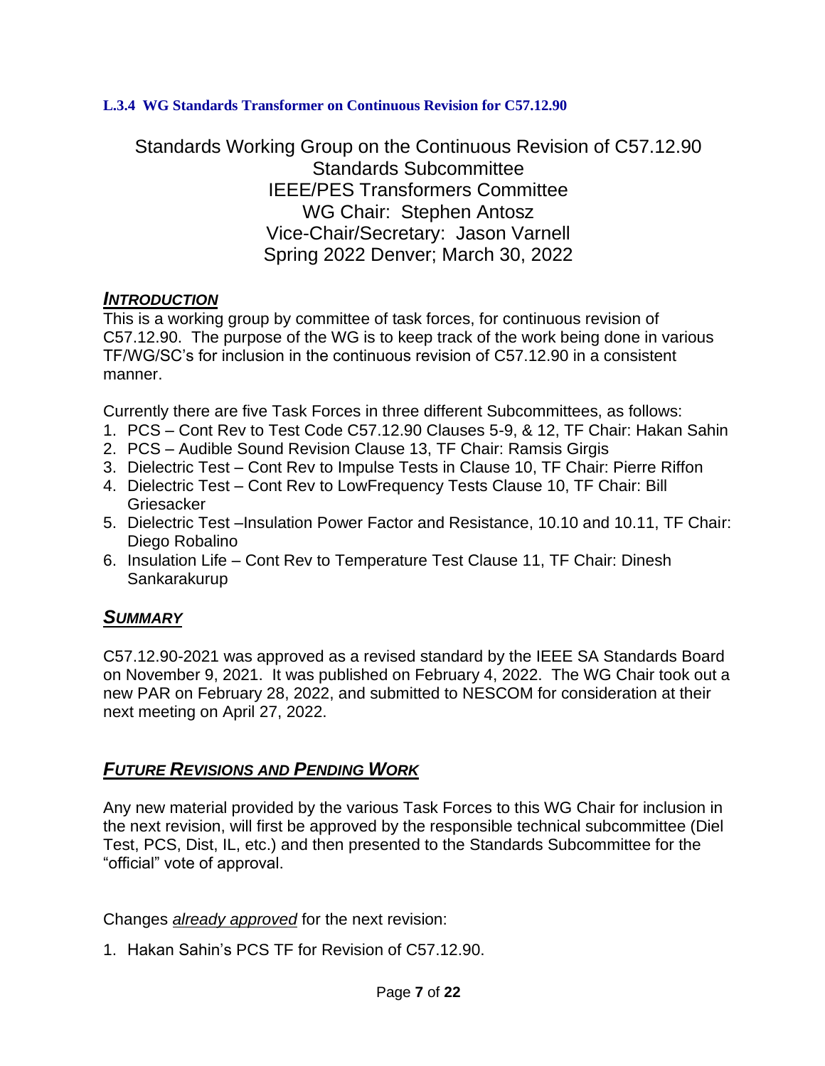#### L.3.4 WG Standards Transformer on Continuous Revision for C57.12.90

Standards Working Group on the Continuous Revision of C57.12.90
Standards Subcommittee
IEEE/PES Transformers Committee
WG Chair: Stephen Antosz
Vice-Chair/Secretary: Jason Varnell
Spring 2022 Denver; March 30, 2022

## ***INTRODUCTION***

This is a working group by committee of task forces, for continuous revision of C57.12.90. The purpose of the WG is to keep track of the work being done in various TF/WG/SC's for inclusion in the continuous revision of C57.12.90 in a consistent manner.

Currently there are five Task Forces in three different Subcommittees, as follows:

1. PCS – Cont Rev to Test Code C57.12.90 Clauses 5-9, & 12, TF Chair: Hakan Sahin
2. PCS – Audible Sound Revision Clause 13, TF Chair: Ramsis Girgis
3. Dielectric Test – Cont Rev to Impulse Tests in Clause 10, TF Chair: Pierre Riffon
4. Dielectric Test – Cont Rev to LowFrequency Tests Clause 10, TF Chair: Bill Griesacker
5. Dielectric Test –Insulation Power Factor and Resistance, 10.10 and 10.11, TF Chair: Diego Robalino
6. Insulation Life – Cont Rev to Temperature Test Clause 11, TF Chair: Dinesh Sankarakurup

## ***SUMMARY***

C57.12.90-2021 was approved as a revised standard by the IEEE SA Standards Board on November 9, 2021. It was published on February 4, 2022. The WG Chair took out a new PAR on February 28, 2022, and submitted to NESCOM for consideration at their next meeting on April 27, 2022.

## ***FUTURE REVISIONS AND PENDING WORK***

Any new material provided by the various Task Forces to this WG Chair for inclusion in the next revision, will first be approved by the responsible technical subcommittee (Diel Test, PCS, Dist, IL, etc.) and then presented to the Standards Subcommittee for the "official" vote of approval.

Changes *already approved* for the next revision:

1. Hakan Sahin's PCS TF for Revision of C57.12.90.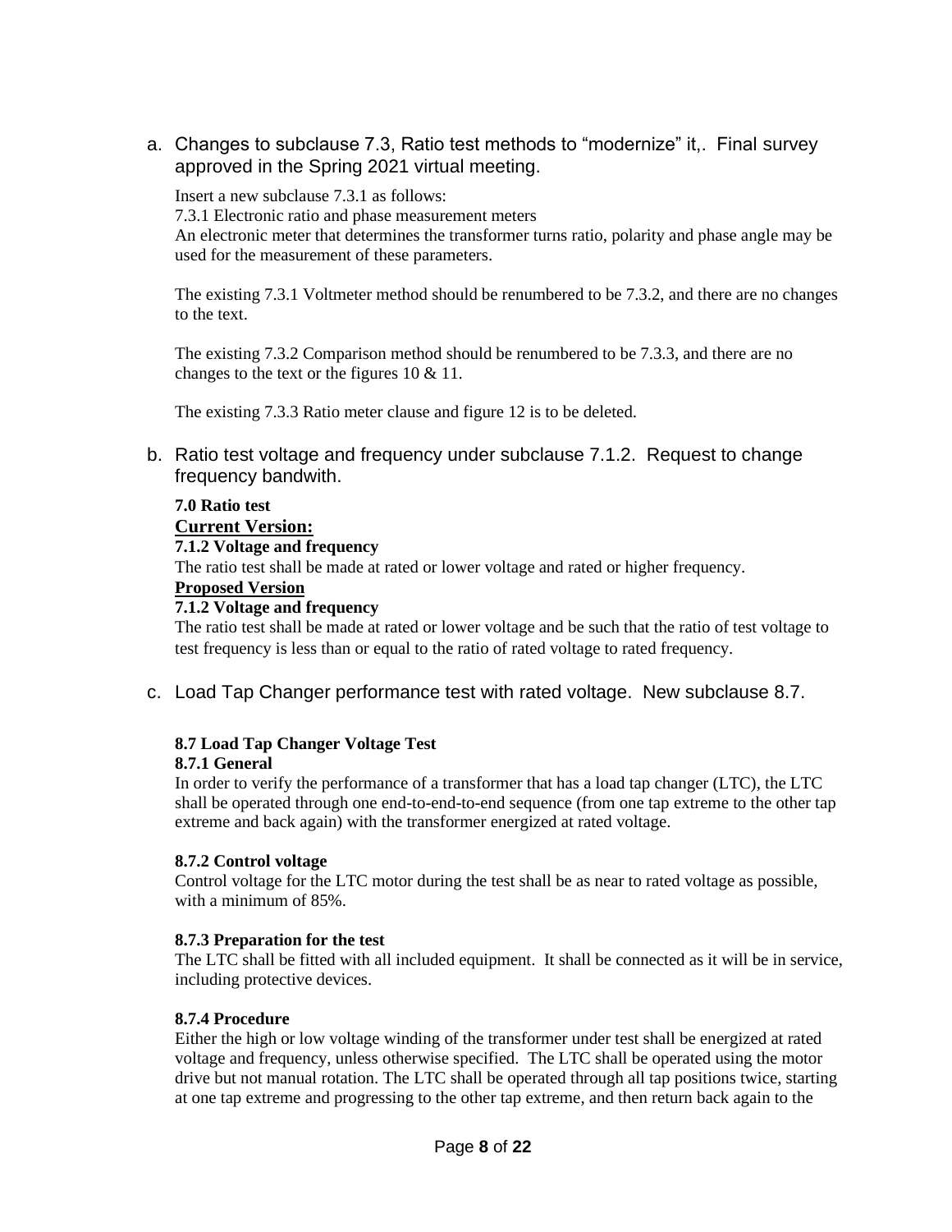a. Changes to subclause 7.3, Ratio test methods to "modernize" it,. Final survey approved in the Spring 2021 virtual meeting.

Insert a new subclause 7.3.1 as follows:

7.3.1 Electronic ratio and phase measurement meters

An electronic meter that determines the transformer turns ratio, polarity and phase angle may be used for the measurement of these parameters.

The existing 7.3.1 Voltmeter method should be renumbered to be 7.3.2, and there are no changes to the text.

The existing 7.3.2 Comparison method should be renumbered to be 7.3.3, and there are no changes to the text or the figures 10 & 11.

The existing 7.3.3 Ratio meter clause and figure 12 is to be deleted.

b. Ratio test voltage and frequency under subclause 7.1.2. Request to change frequency bandwith.

**7.0 Ratio test**

**<u>Current Version:</u>**

**7.1.2 Voltage and frequency**

The ratio test shall be made at rated or lower voltage and rated or higher frequency.

**<u>Proposed Version</u>**

**7.1.2 Voltage and frequency**

The ratio test shall be made at rated or lower voltage and be such that the ratio of test voltage to test frequency is less than or equal to the ratio of rated voltage to rated frequency.

c. Load Tap Changer performance test with rated voltage. New subclause 8.7.

**8.7 Load Tap Changer Voltage Test**

**8.7.1 General**

In order to verify the performance of a transformer that has a load tap changer (LTC), the LTC shall be operated through one end-to-end-to-end sequence (from one tap extreme to the other tap extreme and back again) with the transformer energized at rated voltage.

**8.7.2 Control voltage**

Control voltage for the LTC motor during the test shall be as near to rated voltage as possible, with a minimum of 85%.

**8.7.3 Preparation for the test**

The LTC shall be fitted with all included equipment. It shall be connected as it will be in service, including protective devices.

**8.7.4 Procedure**

Either the high or low voltage winding of the transformer under test shall be energized at rated voltage and frequency, unless otherwise specified. The LTC shall be operated using the motor drive but not manual rotation. The LTC shall be operated through all tap positions twice, starting at one tap extreme and progressing to the other tap extreme, and then return back again to the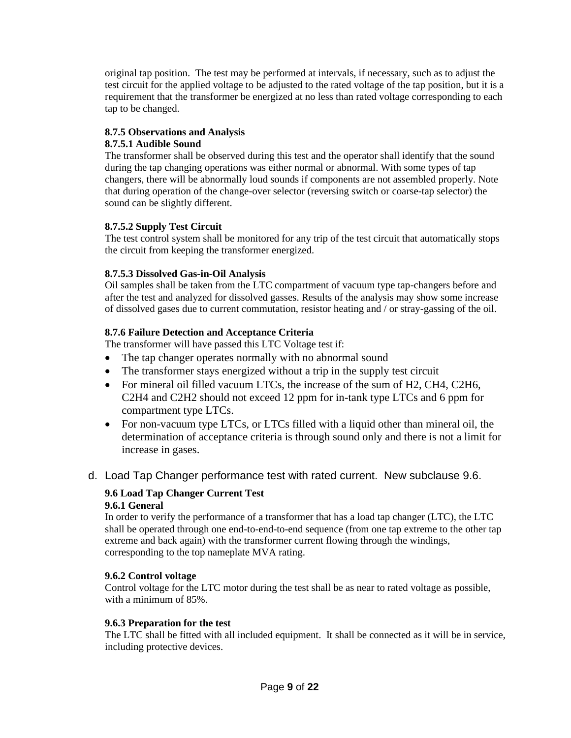original tap position. The test may be performed at intervals, if necessary, such as to adjust the test circuit for the applied voltage to be adjusted to the rated voltage of the tap position, but it is a requirement that the transformer be energized at no less than rated voltage corresponding to each tap to be changed.

**8.7.5 Observations and Analysis**

**8.7.5.1 Audible Sound**

The transformer shall be observed during this test and the operator shall identify that the sound during the tap changing operations was either normal or abnormal. With some types of tap changers, there will be abnormally loud sounds if components are not assembled properly. Note that during operation of the change-over selector (reversing switch or coarse-tap selector) the sound can be slightly different.

**8.7.5.2 Supply Test Circuit**

The test control system shall be monitored for any trip of the test circuit that automatically stops the circuit from keeping the transformer energized.

**8.7.5.3 Dissolved Gas-in-Oil Analysis**

Oil samples shall be taken from the LTC compartment of vacuum type tap-changers before and after the test and analyzed for dissolved gasses. Results of the analysis may show some increase of dissolved gases due to current commutation, resistor heating and / or stray-gassing of the oil.

**8.7.6 Failure Detection and Acceptance Criteria**

The transformer will have passed this LTC Voltage test if:

- The tap changer operates normally with no abnormal sound
- The transformer stays energized without a trip in the supply test circuit
- For mineral oil filled vacuum LTCs, the increase of the sum of $H_2$, $CH_4$, $C_2H_6$, $C_2H_4$ and $C_2H_2$ should not exceed 12 ppm for in-tank type LTCs and 6 ppm for compartment type LTCs.
- For non-vacuum type LTCs, or LTCs filled with a liquid other than mineral oil, the determination of acceptance criteria is through sound only and there is not a limit for increase in gases.

d. Load Tap Changer performance test with rated current. New subclause 9.6.

**9.6 Load Tap Changer Current Test**

**9.6.1 General**

In order to verify the performance of a transformer that has a load tap changer (LTC), the LTC shall be operated through one end-to-end-to-end sequence (from one tap extreme to the other tap extreme and back again) with the transformer current flowing through the windings, corresponding to the top nameplate MVA rating.

**9.6.2 Control voltage**

Control voltage for the LTC motor during the test shall be as near to rated voltage as possible, with a minimum of 85%.

**9.6.3 Preparation for the test**

The LTC shall be fitted with all included equipment. It shall be connected as it will be in service, including protective devices.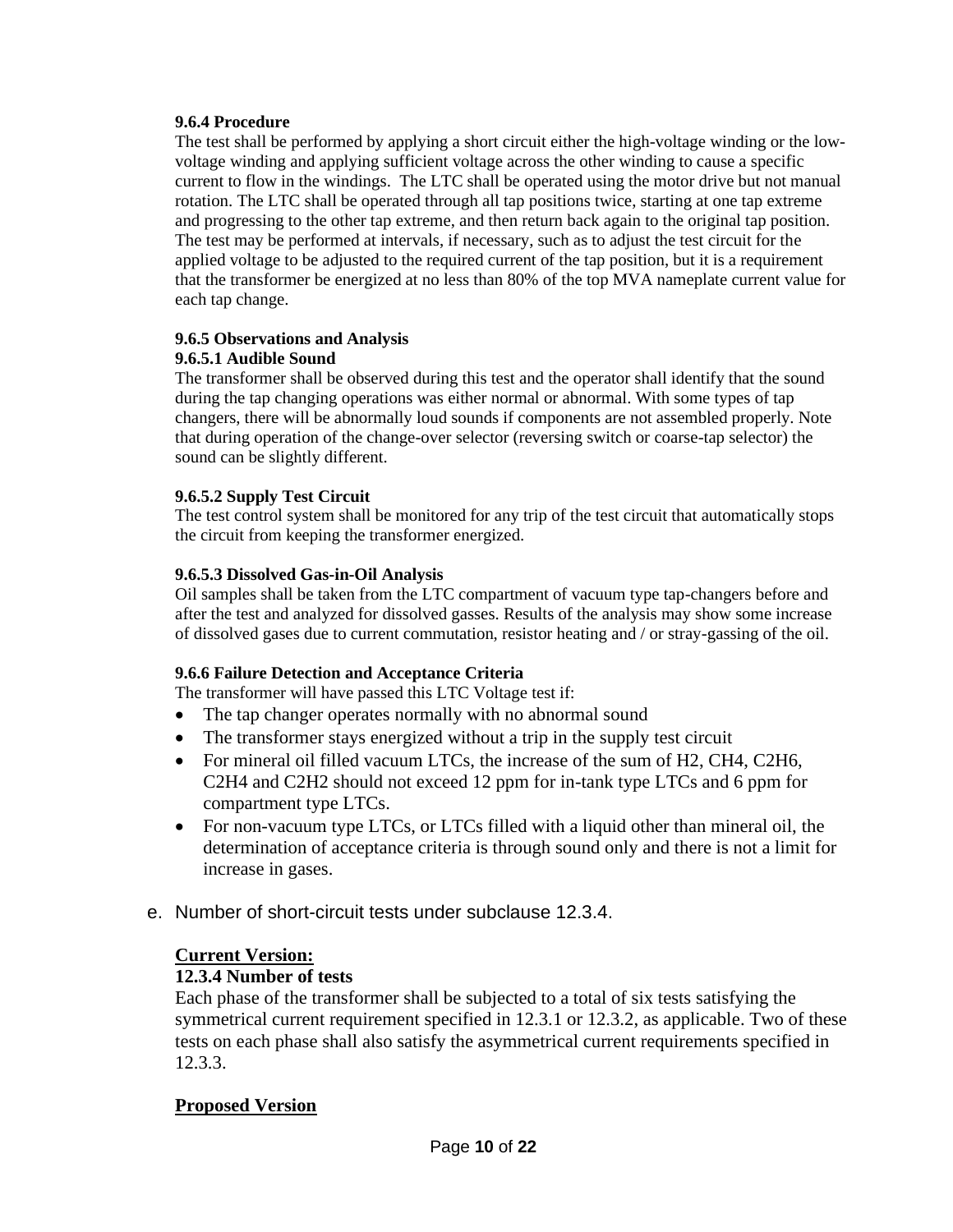**9.6.4 Procedure**

The test shall be performed by applying a short circuit either the high-voltage winding or the low-voltage winding and applying sufficient voltage across the other winding to cause a specific current to flow in the windings. The LTC shall be operated using the motor drive but not manual rotation. The LTC shall be operated through all tap positions twice, starting at one tap extreme and progressing to the other tap extreme, and then return back again to the original tap position. The test may be performed at intervals, if necessary, such as to adjust the test circuit for the applied voltage to be adjusted to the required current of the tap position, but it is a requirement that the transformer be energized at no less than 80% of the top MVA nameplate current value for each tap change.

**9.6.5 Observations and Analysis**

**9.6.5.1 Audible Sound**

The transformer shall be observed during this test and the operator shall identify that the sound during the tap changing operations was either normal or abnormal. With some types of tap changers, there will be abnormally loud sounds if components are not assembled properly. Note that during operation of the change-over selector (reversing switch or coarse-tap selector) the sound can be slightly different.

**9.6.5.2 Supply Test Circuit**

The test control system shall be monitored for any trip of the test circuit that automatically stops the circuit from keeping the transformer energized.

**9.6.5.3 Dissolved Gas-in-Oil Analysis**

Oil samples shall be taken from the LTC compartment of vacuum type tap-changers before and after the test and analyzed for dissolved gasses. Results of the analysis may show some increase of dissolved gases due to current commutation, resistor heating and / or stray-gassing of the oil.

**9.6.6 Failure Detection and Acceptance Criteria**

The transformer will have passed this LTC Voltage test if:

- The tap changer operates normally with no abnormal sound
- The transformer stays energized without a trip in the supply test circuit
- For mineral oil filled vacuum LTCs, the increase of the sum of $H_2$, $CH_4$, $C_2H_6$, $C_2H_4$ and $C_2H_2$ should not exceed 12 ppm for in-tank type LTCs and 6 ppm for compartment type LTCs.
- For non-vacuum type LTCs, or LTCs filled with a liquid other than mineral oil, the determination of acceptance criteria is through sound only and there is not a limit for increase in gases.

e. Number of short-circuit tests under subclause 12.3.4.

**Current Version:**

**12.3.4 Number of tests**

Each phase of the transformer shall be subjected to a total of six tests satisfying the symmetrical current requirement specified in 12.3.1 or 12.3.2, as applicable. Two of these tests on each phase shall also satisfy the asymmetrical current requirements specified in 12.3.3.

**Proposed Version**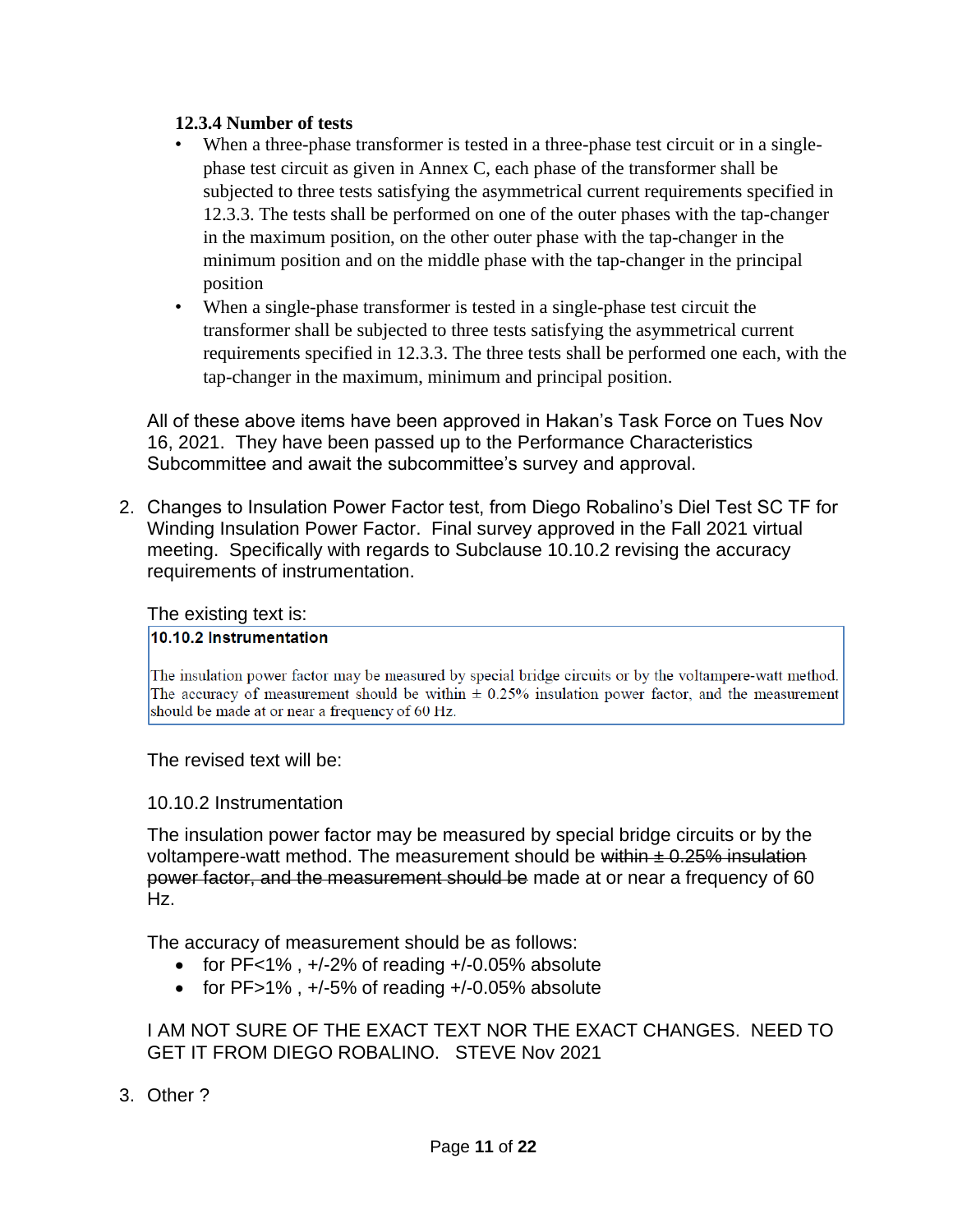**12.3.4 Number of tests**

- When a three-phase transformer is tested in a three-phase test circuit or in a single-phase test circuit as given in Annex C, each phase of the transformer shall be subjected to three tests satisfying the asymmetrical current requirements specified in 12.3.3. The tests shall be performed on one of the outer phases with the tap-changer in the maximum position, on the other outer phase with the tap-changer in the minimum position and on the middle phase with the tap-changer in the principal position
- When a single-phase transformer is tested in a single-phase test circuit the transformer shall be subjected to three tests satisfying the asymmetrical current requirements specified in 12.3.3. The three tests shall be performed one each, with the tap-changer in the maximum, minimum and principal position.

All of these above items have been approved in Hakan's Task Force on Tues Nov 16, 2021. They have been passed up to the Performance Characteristics Subcommittee and await the subcommittee's survey and approval.

2. Changes to Insulation Power Factor test, from Diego Robalino's Diel Test SC TF for Winding Insulation Power Factor. Final survey approved in the Fall 2021 virtual meeting. Specifically with regards to Subclause 10.10.2 revising the accuracy requirements of instrumentation.

The existing text is:

> **10.10.2 Instrumentation**
>
> The insulation power factor may be measured by special bridge circuits or by the voltampere-watt method. The accuracy of measurement should be within ± 0.25% insulation power factor, and the measurement should be made at or near a frequency of 60 Hz.

The revised text will be:

10.10.2 Instrumentation

The insulation power factor may be measured by special bridge circuits or by the voltampere-watt method. The measurement should be ~~within ± 0.25% insulation power factor, and the measurement should be~~ made at or near a frequency of 60 Hz.

The accuracy of measurement should be as follows:

- for PF<1% , +/-2% of reading +/-0.05% absolute
- for PF>1% , +/-5% of reading +/-0.05% absolute

I AM NOT SURE OF THE EXACT TEXT NOR THE EXACT CHANGES. NEED TO GET IT FROM DIEGO ROBALINO. STEVE Nov 2021

3. Other ?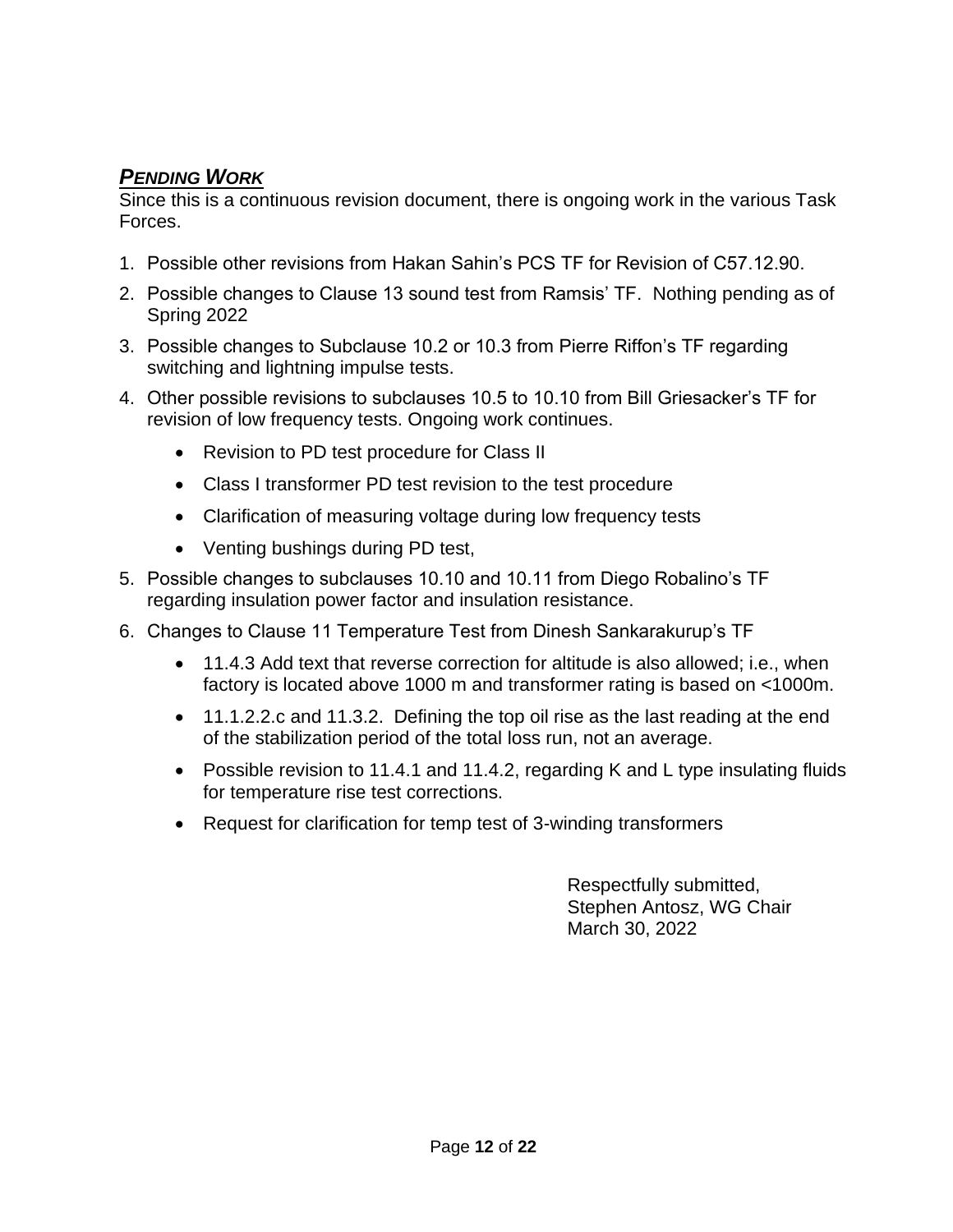## ***PENDING WORK***

Since this is a continuous revision document, there is ongoing work in the various Task Forces.

1. Possible other revisions from Hakan Sahin's PCS TF for Revision of C57.12.90.
2. Possible changes to Clause 13 sound test from Ramsis' TF. Nothing pending as of Spring 2022
3. Possible changes to Subclause 10.2 or 10.3 from Pierre Riffon's TF regarding switching and lightning impulse tests.
4. Other possible revisions to subclauses 10.5 to 10.10 from Bill Griesacker's TF for revision of low frequency tests. Ongoing work continues.
   - Revision to PD test procedure for Class II
   - Class I transformer PD test revision to the test procedure
   - Clarification of measuring voltage during low frequency tests
   - Venting bushings during PD test,
5. Possible changes to subclauses 10.10 and 10.11 from Diego Robalino's TF regarding insulation power factor and insulation resistance.
6. Changes to Clause 11 Temperature Test from Dinesh Sankarakurup's TF
   - 11.4.3 Add text that reverse correction for altitude is also allowed; i.e., when factory is located above 1000 m and transformer rating is based on <1000m.
   - 11.1.2.2.c and 11.3.2. Defining the top oil rise as the last reading at the end of the stabilization period of the total loss run, not an average.
   - Possible revision to 11.4.1 and 11.4.2, regarding K and L type insulating fluids for temperature rise test corrections.
   - Request for clarification for temp test of 3-winding transformers

Respectfully submitted,
Stephen Antosz, WG Chair
March 30, 2022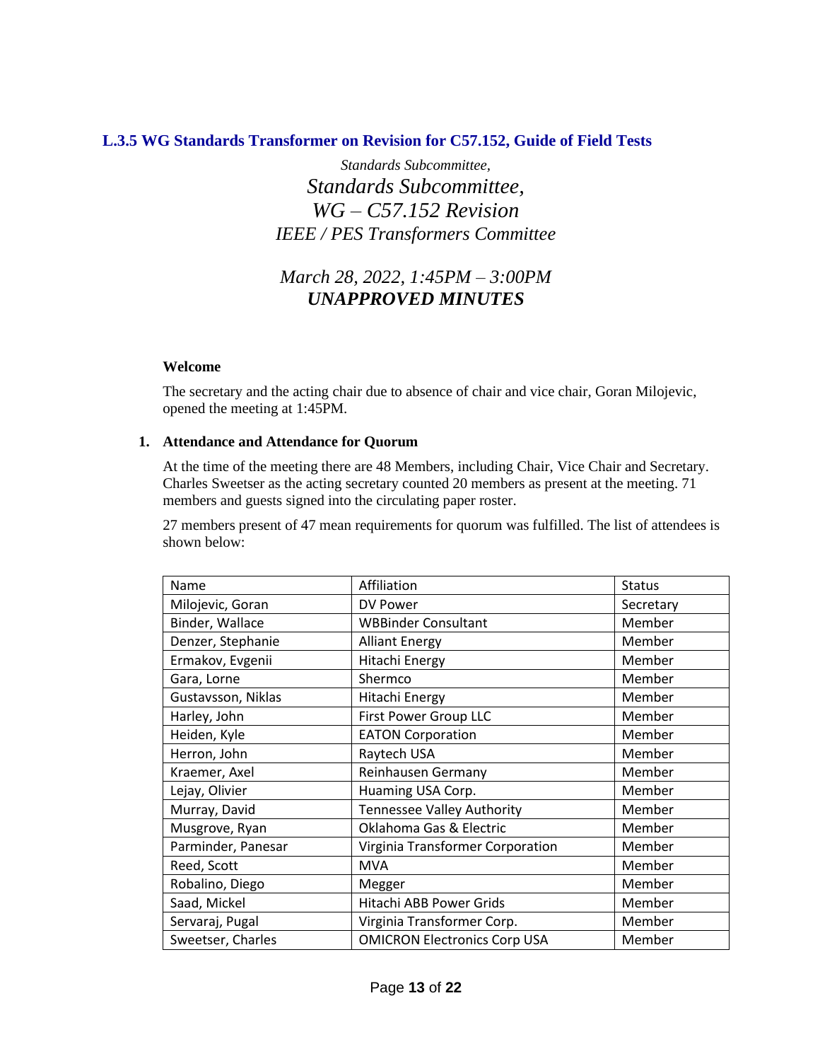### L.3.5 WG Standards Transformer on Revision for C57.152, Guide of Field Tests

*Standards Subcommittee,*

*Standards Subcommittee,*
*WG – C57.152 Revision*
*IEEE / PES Transformers Committee*

*March 28, 2022, 1:45PM – 3:00PM*
***UNAPPROVED MINUTES***

**Welcome**

The secretary and the acting chair due to absence of chair and vice chair, Goran Milojevic, opened the meeting at 1:45PM.

1. **Attendance and Attendance for Quorum**

At the time of the meeting there are 48 Members, including Chair, Vice Chair and Secretary. Charles Sweetser as the acting secretary counted 20 members as present at the meeting. 71 members and guests signed into the circulating paper roster.

27 members present of 47 mean requirements for quorum was fulfilled. The list of attendees is shown below:

| Name | Affiliation | Status |
|---|---|---|
| Milojevic, Goran | DV Power | Secretary |
| Binder, Wallace | WBBinder Consultant | Member |
| Denzer, Stephanie | Alliant Energy | Member |
| Ermakov, Evgenii | Hitachi Energy | Member |
| Gara, Lorne | Shermco | Member |
| Gustavsson, Niklas | Hitachi Energy | Member |
| Harley, John | First Power Group LLC | Member |
| Heiden, Kyle | EATON Corporation | Member |
| Herron, John | Raytech USA | Member |
| Kraemer, Axel | Reinhausen Germany | Member |
| Lejay, Olivier | Huaming USA Corp. | Member |
| Murray, David | Tennessee Valley Authority | Member |
| Musgrove, Ryan | Oklahoma Gas & Electric | Member |
| Parminder, Panesar | Virginia Transformer Corporation | Member |
| Reed, Scott | MVA | Member |
| Robalino, Diego | Megger | Member |
| Saad, Mickel | Hitachi ABB Power Grids | Member |
| Servaraj, Pugal | Virginia Transformer Corp. | Member |
| Sweetser, Charles | OMICRON Electronics Corp USA | Member |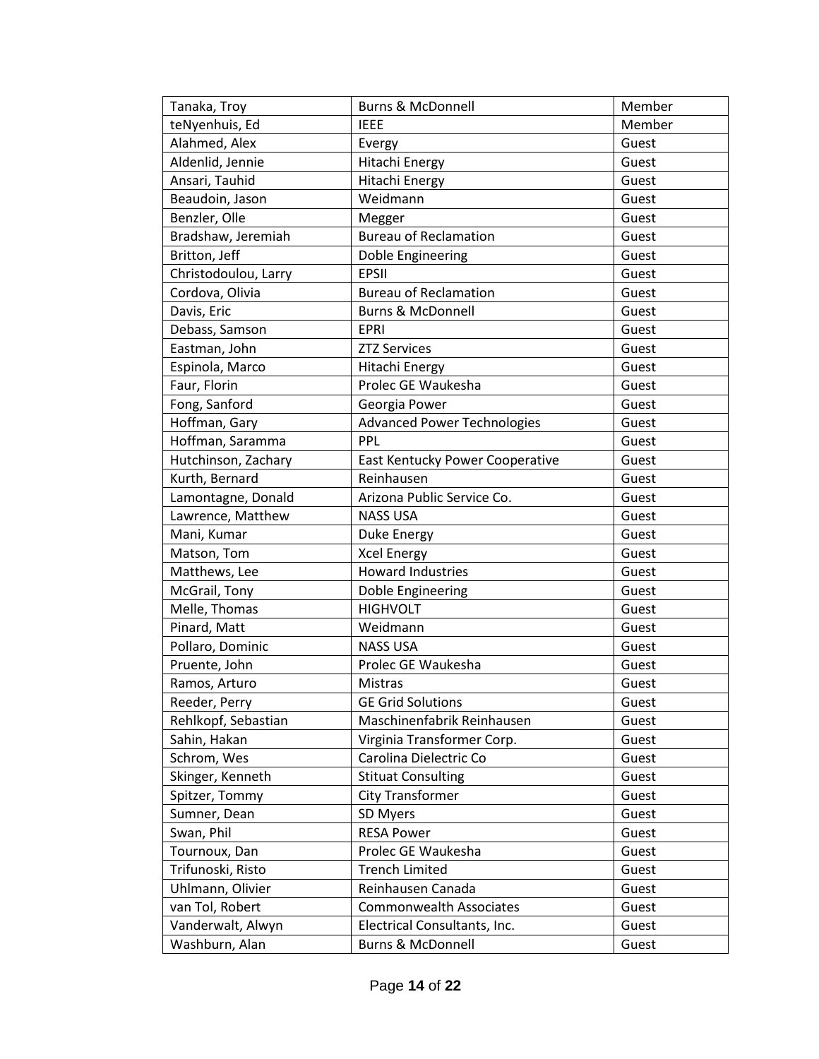| Tanaka, Troy | Burns & McDonnell | Member |
|---|---|---|
| teNyenhuis, Ed | IEEE | Member |
| Alahmed, Alex | Evergy | Guest |
| Aldenlid, Jennie | Hitachi Energy | Guest |
| Ansari, Tauhid | Hitachi Energy | Guest |
| Beaudoin, Jason | Weidmann | Guest |
| Benzler, Olle | Megger | Guest |
| Bradshaw, Jeremiah | Bureau of Reclamation | Guest |
| Britton, Jeff | Doble Engineering | Guest |
| Christodoulou, Larry | EPSII | Guest |
| Cordova, Olivia | Bureau of Reclamation | Guest |
| Davis, Eric | Burns & McDonnell | Guest |
| Debass, Samson | EPRI | Guest |
| Eastman, John | ZTZ Services | Guest |
| Espinola, Marco | Hitachi Energy | Guest |
| Faur, Florin | Prolec GE Waukesha | Guest |
| Fong, Sanford | Georgia Power | Guest |
| Hoffman, Gary | Advanced Power Technologies | Guest |
| Hoffman, Saramma | PPL | Guest |
| Hutchinson, Zachary | East Kentucky Power Cooperative | Guest |
| Kurth, Bernard | Reinhausen | Guest |
| Lamontagne, Donald | Arizona Public Service Co. | Guest |
| Lawrence, Matthew | NASS USA | Guest |
| Mani, Kumar | Duke Energy | Guest |
| Matson, Tom | Xcel Energy | Guest |
| Matthews, Lee | Howard Industries | Guest |
| McGrail, Tony | Doble Engineering | Guest |
| Melle, Thomas | HIGHVOLT | Guest |
| Pinard, Matt | Weidmann | Guest |
| Pollaro, Dominic | NASS USA | Guest |
| Pruente, John | Prolec GE Waukesha | Guest |
| Ramos, Arturo | Mistras | Guest |
| Reeder, Perry | GE Grid Solutions | Guest |
| Rehlkopf, Sebastian | Maschinenfabrik Reinhausen | Guest |
| Sahin, Hakan | Virginia Transformer Corp. | Guest |
| Schrom, Wes | Carolina Dielectric Co | Guest |
| Skinger, Kenneth | Stituat Consulting | Guest |
| Spitzer, Tommy | City Transformer | Guest |
| Sumner, Dean | SD Myers | Guest |
| Swan, Phil | RESA Power | Guest |
| Tournoux, Dan | Prolec GE Waukesha | Guest |
| Trifunoski, Risto | Trench Limited | Guest |
| Uhlmann, Olivier | Reinhausen Canada | Guest |
| van Tol, Robert | Commonwealth Associates | Guest |
| Vanderwalt, Alwyn | Electrical Consultants, Inc. | Guest |
| Washburn, Alan | Burns & McDonnell | Guest |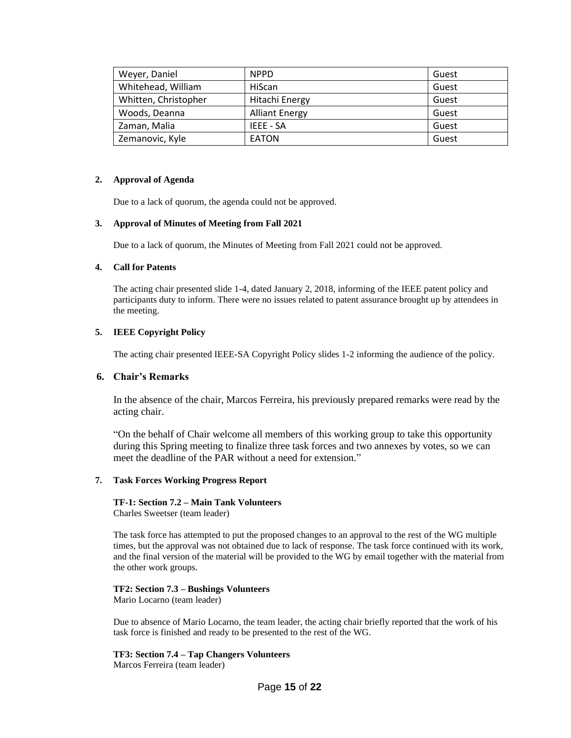| Weyer, Daniel | NPPD | Guest |
|---|---|---|
| Whitehead, William | HiScan | Guest |
| Whitten, Christopher | Hitachi Energy | Guest |
| Woods, Deanna | Alliant Energy | Guest |
| Zaman, Malia | IEEE - SA | Guest |
| Zemanovic, Kyle | EATON | Guest |

**2. Approval of Agenda**

Due to a lack of quorum, the agenda could not be approved.

**3. Approval of Minutes of Meeting from Fall 2021**

Due to a lack of quorum, the Minutes of Meeting from Fall 2021 could not be approved.

**4. Call for Patents**

The acting chair presented slide 1-4, dated January 2, 2018, informing of the IEEE patent policy and participants duty to inform. There were no issues related to patent assurance brought up by attendees in the meeting.

**5. IEEE Copyright Policy**

The acting chair presented IEEE-SA Copyright Policy slides 1-2 informing the audience of the policy.

**6. Chair's Remarks**

In the absence of the chair, Marcos Ferreira, his previously prepared remarks were read by the acting chair.

"On the behalf of Chair welcome all members of this working group to take this opportunity during this Spring meeting to finalize three task forces and two annexes by votes, so we can meet the deadline of the PAR without a need for extension."

**7. Task Forces Working Progress Report**

**TF-1: Section 7.2 – Main Tank Volunteers**
Charles Sweetser (team leader)

The task force has attempted to put the proposed changes to an approval to the rest of the WG multiple times, but the approval was not obtained due to lack of response. The task force continued with its work, and the final version of the material will be provided to the WG by email together with the material from the other work groups.

**TF2: Section 7.3 – Bushings Volunteers**
Mario Locarno (team leader)

Due to absence of Mario Locarno, the team leader, the acting chair briefly reported that the work of his task force is finished and ready to be presented to the rest of the WG.

**TF3: Section 7.4 – Tap Changers Volunteers**
Marcos Ferreira (team leader)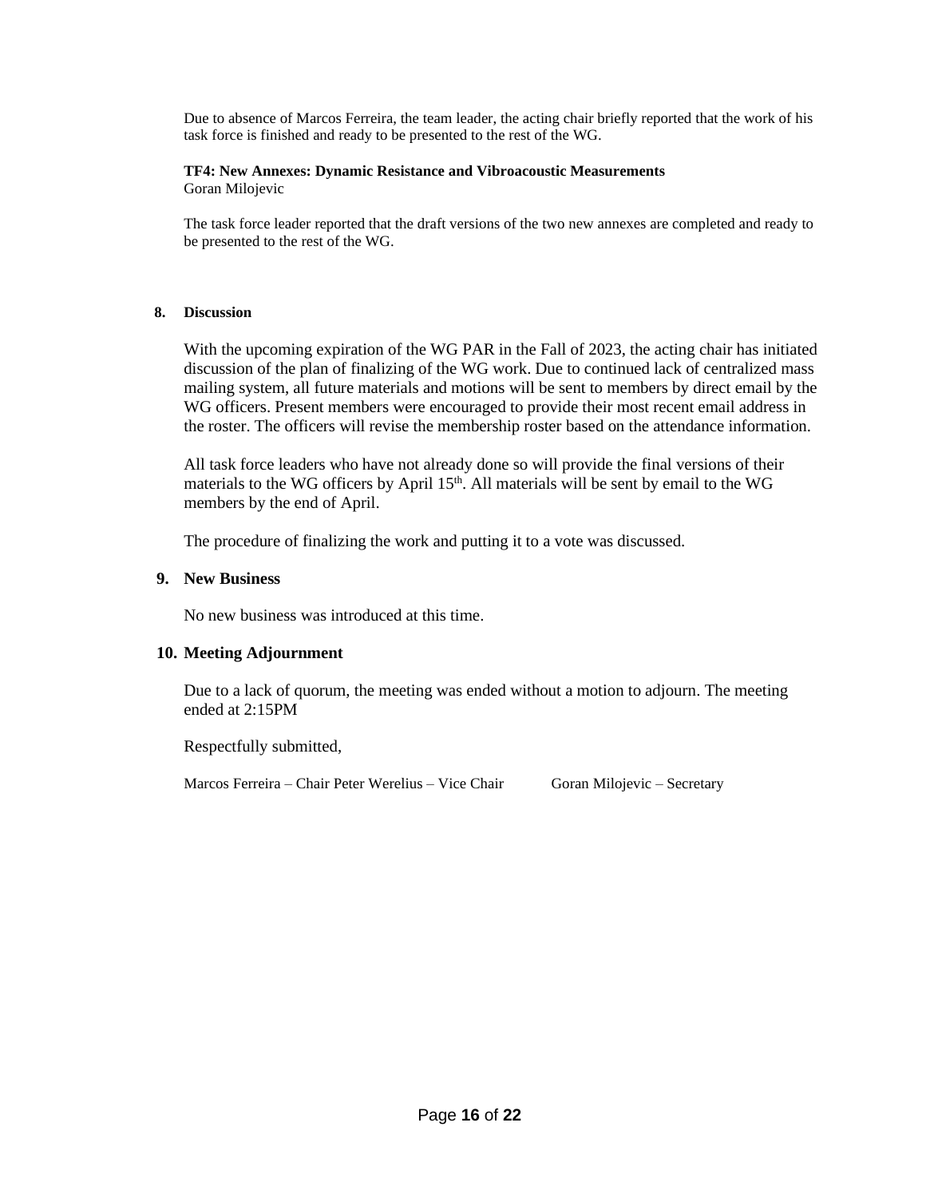Due to absence of Marcos Ferreira, the team leader, the acting chair briefly reported that the work of his task force is finished and ready to be presented to the rest of the WG.

**TF4: New Annexes: Dynamic Resistance and Vibroacoustic Measurements**
Goran Milojevic

The task force leader reported that the draft versions of the two new annexes are completed and ready to be presented to the rest of the WG.

## 8. Discussion

With the upcoming expiration of the WG PAR in the Fall of 2023, the acting chair has initiated discussion of the plan of finalizing of the WG work. Due to continued lack of centralized mass mailing system, all future materials and motions will be sent to members by direct email by the WG officers. Present members were encouraged to provide their most recent email address in the roster. The officers will revise the membership roster based on the attendance information.

All task force leaders who have not already done so will provide the final versions of their materials to the WG officers by April 15th. All materials will be sent by email to the WG members by the end of April.

The procedure of finalizing the work and putting it to a vote was discussed.

## 9. New Business

No new business was introduced at this time.

## 10. Meeting Adjournment

Due to a lack of quorum, the meeting was ended without a motion to adjourn. The meeting ended at 2:15PM

Respectfully submitted,

Marcos Ferreira – Chair Peter Werelius – Vice Chair Goran Milojevic – Secretary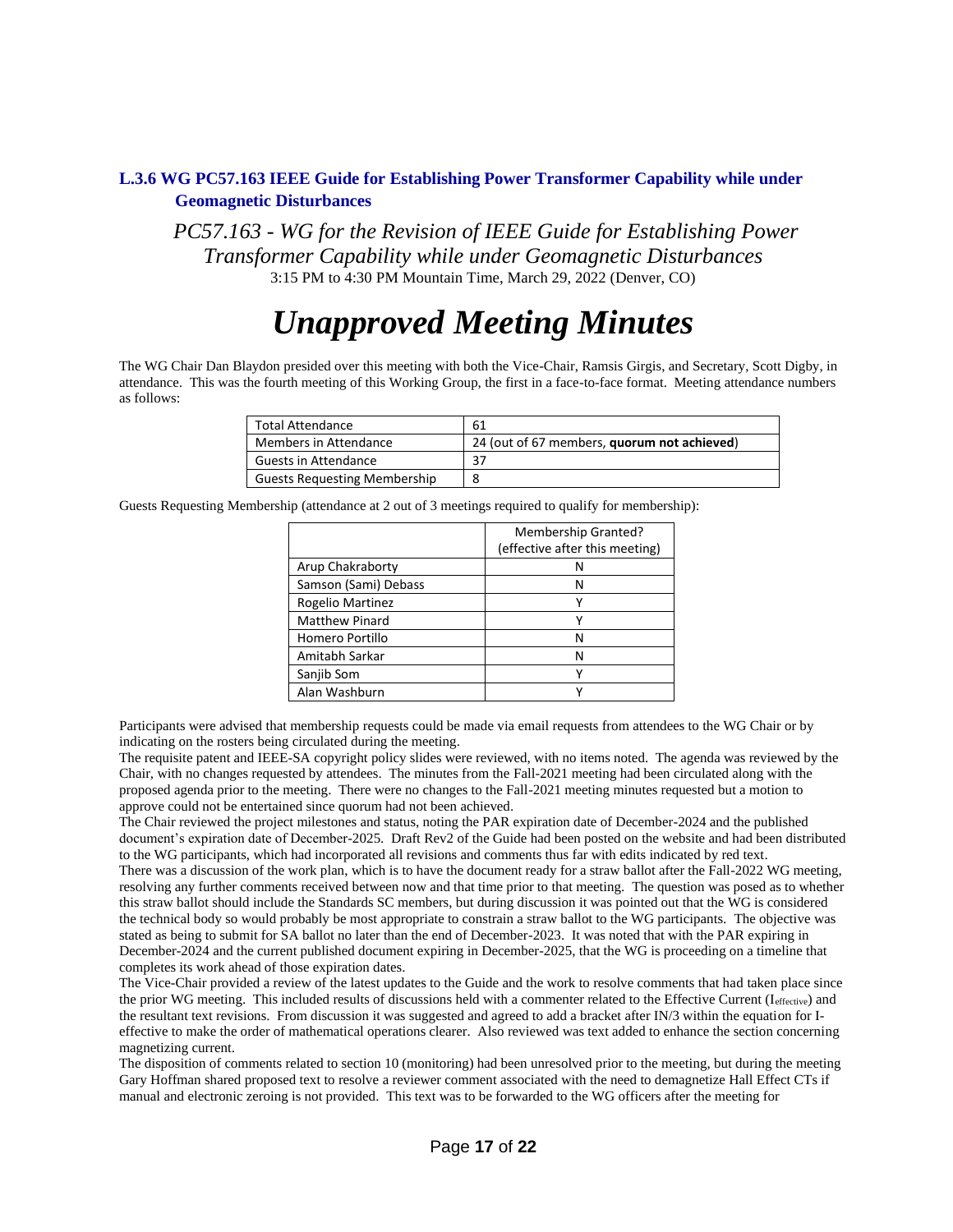### L.3.6 WG PC57.163 IEEE Guide for Establishing Power Transformer Capability while under Geomagnetic Disturbances

*PC57.163 - WG for the Revision of IEEE Guide for Establishing Power Transformer Capability while under Geomagnetic Disturbances*

3:15 PM to 4:30 PM Mountain Time, March 29, 2022 (Denver, CO)

# *Unapproved Meeting Minutes*

The WG Chair Dan Blaydon presided over this meeting with both the Vice-Chair, Ramsis Girgis, and Secretary, Scott Digby, in attendance. This was the fourth meeting of this Working Group, the first in a face-to-face format. Meeting attendance numbers as follows:

| | |
|---|---|
| Total Attendance | 61 |
| Members in Attendance | 24 (out of 67 members, **quorum not achieved**) |
| Guests in Attendance | 37 |
| Guests Requesting Membership | 8 |

Guests Requesting Membership (attendance at 2 out of 3 meetings required to qualify for membership):

| | Membership Granted? (effective after this meeting) |
|---|---|
| Arup Chakraborty | N |
| Samson (Sami) Debass | N |
| Rogelio Martinez | Y |
| Matthew Pinard | Y |
| Homero Portillo | N |
| Amitabh Sarkar | N |
| Sanjib Som | Y |
| Alan Washburn | Y |

Participants were advised that membership requests could be made via email requests from attendees to the WG Chair or by indicating on the rosters being circulated during the meeting.

The requisite patent and IEEE-SA copyright policy slides were reviewed, with no items noted. The agenda was reviewed by the Chair, with no changes requested by attendees. The minutes from the Fall-2021 meeting had been circulated along with the proposed agenda prior to the meeting. There were no changes to the Fall-2021 meeting minutes requested but a motion to approve could not be entertained since quorum had not been achieved.

The Chair reviewed the project milestones and status, noting the PAR expiration date of December-2024 and the published document's expiration date of December-2025. Draft Rev2 of the Guide had been posted on the website and had been distributed to the WG participants, which had incorporated all revisions and comments thus far with edits indicated by red text.

There was a discussion of the work plan, which is to have the document ready for a straw ballot after the Fall-2022 WG meeting, resolving any further comments received between now and that time prior to that meeting. The question was posed as to whether this straw ballot should include the Standards SC members, but during discussion it was pointed out that the WG is considered the technical body so would probably be most appropriate to constrain a straw ballot to the WG participants. The objective was stated as being to submit for SA ballot no later than the end of December-2023. It was noted that with the PAR expiring in December-2024 and the current published document expiring in December-2025, that the WG is proceeding on a timeline that completes its work ahead of those expiration dates.

The Vice-Chair provided a review of the latest updates to the Guide and the work to resolve comments that had taken place since the prior WG meeting. This included results of discussions held with a commenter related to the Effective Current ($I_{effective}$) and the resultant text revisions. From discussion it was suggested and agreed to add a bracket after IN/3 within the equation for I-effective to make the order of mathematical operations clearer. Also reviewed was text added to enhance the section concerning magnetizing current.

The disposition of comments related to section 10 (monitoring) had been unresolved prior to the meeting, but during the meeting Gary Hoffman shared proposed text to resolve a reviewer comment associated with the need to demagnetize Hall Effect CTs if manual and electronic zeroing is not provided. This text was to be forwarded to the WG officers after the meeting for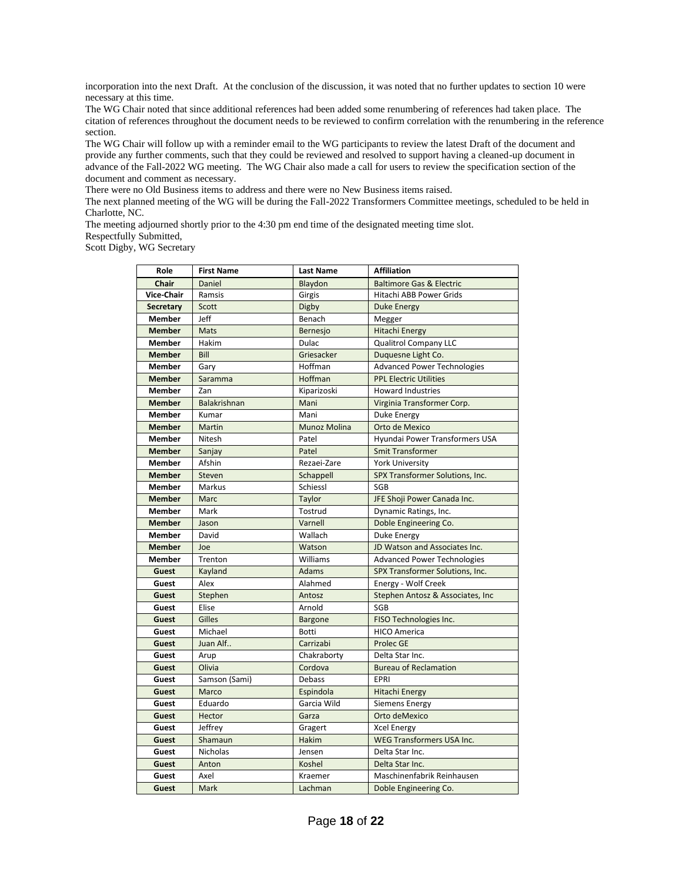incorporation into the next Draft. At the conclusion of the discussion, it was noted that no further updates to section 10 were necessary at this time.

The WG Chair noted that since additional references had been added some renumbering of references had taken place. The citation of references throughout the document needs to be reviewed to confirm correlation with the renumbering in the reference section.

The WG Chair will follow up with a reminder email to the WG participants to review the latest Draft of the document and provide any further comments, such that they could be reviewed and resolved to support having a cleaned-up document in advance of the Fall-2022 WG meeting. The WG Chair also made a call for users to review the specification section of the document and comment as necessary.

There were no Old Business items to address and there were no New Business items raised.

The next planned meeting of the WG will be during the Fall-2022 Transformers Committee meetings, scheduled to be held in Charlotte, NC.

The meeting adjourned shortly prior to the 4:30 pm end time of the designated meeting time slot.

Respectfully Submitted,

Scott Digby, WG Secretary

| Role | First Name | Last Name | Affiliation |
|---|---|---|---|
| Chair | Daniel | Blaydon | Baltimore Gas & Electric |
| Vice-Chair | Ramsis | Girgis | Hitachi ABB Power Grids |
| Secretary | Scott | Digby | Duke Energy |
| Member | Jeff | Benach | Megger |
| Member | Mats | Bernesjo | Hitachi Energy |
| Member | Hakim | Dulac | Qualitrol Company LLC |
| Member | Bill | Griesacker | Duquesne Light Co. |
| Member | Gary | Hoffman | Advanced Power Technologies |
| Member | Saramma | Hoffman | PPL Electric Utilities |
| Member | Zan | Kiparizoski | Howard Industries |
| Member | Balakrishnan | Mani | Virginia Transformer Corp. |
| Member | Kumar | Mani | Duke Energy |
| Member | Martin | Munoz Molina | Orto de Mexico |
| Member | Nitesh | Patel | Hyundai Power Transformers USA |
| Member | Sanjay | Patel | Smit Transformer |
| Member | Afshin | Rezaei-Zare | York University |
| Member | Steven | Schappell | SPX Transformer Solutions, Inc. |
| Member | Markus | Schiessl | SGB |
| Member | Marc | Taylor | JFE Shoji Power Canada Inc. |
| Member | Mark | Tostrud | Dynamic Ratings, Inc. |
| Member | Jason | Varnell | Doble Engineering Co. |
| Member | David | Wallach | Duke Energy |
| Member | Joe | Watson | JD Watson and Associates Inc. |
| Member | Trenton | Williams | Advanced Power Technologies |
| Guest | Kayland | Adams | SPX Transformer Solutions, Inc. |
| Guest | Alex | Alahmed | Energy - Wolf Creek |
| Guest | Stephen | Antosz | Stephen Antosz & Associates, Inc |
| Guest | Elise | Arnold | SGB |
| Guest | Gilles | Bargone | FISO Technologies Inc. |
| Guest | Michael | Botti | HICO America |
| Guest | Juan Alf.. | Carrizabi | Prolec GE |
| Guest | Arup | Chakraborty | Delta Star Inc. |
| Guest | Olivia | Cordova | Bureau of Reclamation |
| Guest | Samson (Sami) | Debass | EPRI |
| Guest | Marco | Espindola | Hitachi Energy |
| Guest | Eduardo | Garcia Wild | Siemens Energy |
| Guest | Hector | Garza | Orto deMexico |
| Guest | Jeffrey | Gragert | Xcel Energy |
| Guest | Shamaun | Hakim | WEG Transformers USA Inc. |
| Guest | Nicholas | Jensen | Delta Star Inc. |
| Guest | Anton | Koshel | Delta Star Inc. |
| Guest | Axel | Kraemer | Maschinenfabrik Reinhausen |
| Guest | Mark | Lachman | Doble Engineering Co. |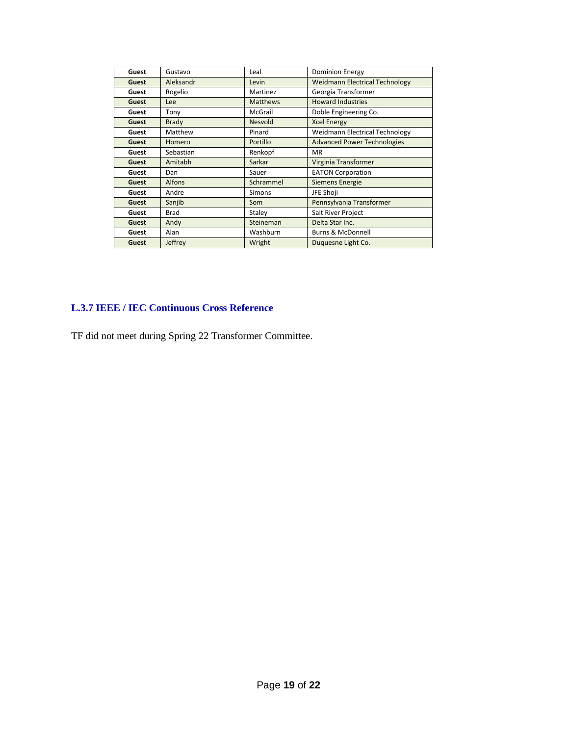| Guest | Gustavo | Leal | Dominion Energy |
|---|---|---|---|
| Guest | Aleksandr | Levin | Weidmann Electrical Technology |
| Guest | Rogelio | Martinez | Georgia Transformer |
| Guest | Lee | Matthews | Howard Industries |
| Guest | Tony | McGrail | Doble Engineering Co. |
| Guest | Brady | Nesvold | Xcel Energy |
| Guest | Matthew | Pinard | Weidmann Electrical Technology |
| Guest | Homero | Portillo | Advanced Power Technologies |
| Guest | Sebastian | Renkopf | MR |
| Guest | Amitabh | Sarkar | Virginia Transformer |
| Guest | Dan | Sauer | EATON Corporation |
| Guest | Alfons | Schrammel | Siemens Energie |
| Guest | Andre | Simons | JFE Shoji |
| Guest | Sanjib | Som | Pennsylvania Transformer |
| Guest | Brad | Staley | Salt River Project |
| Guest | Andy | Steineman | Delta Star Inc. |
| Guest | Alan | Washburn | Burns & McDonnell |
| Guest | Jeffrey | Wright | Duquesne Light Co. |

### L.3.7 IEEE / IEC Continuous Cross Reference

TF did not meet during Spring 22 Transformer Committee.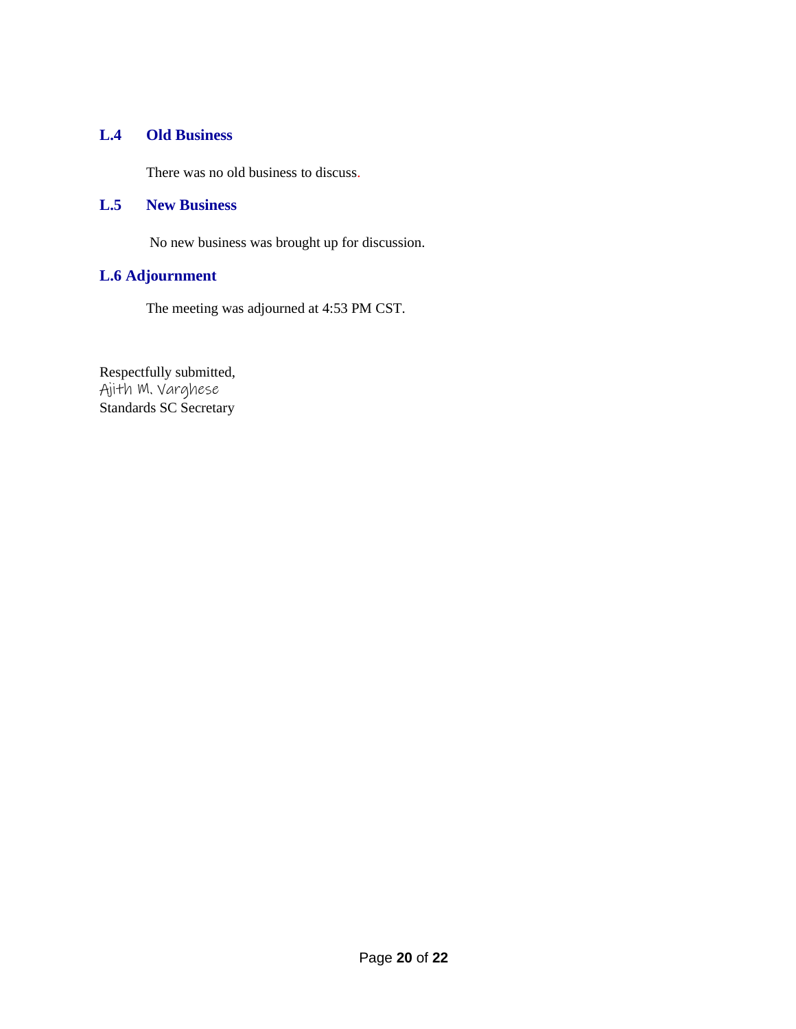## L.4 Old Business

There was no old business to discuss.

## L.5 New Business

No new business was brought up for discussion.

## L.6 Adjournment

The meeting was adjourned at 4:53 PM CST.

Respectfully submitted,
Ajith M. Varghese
Standards SC Secretary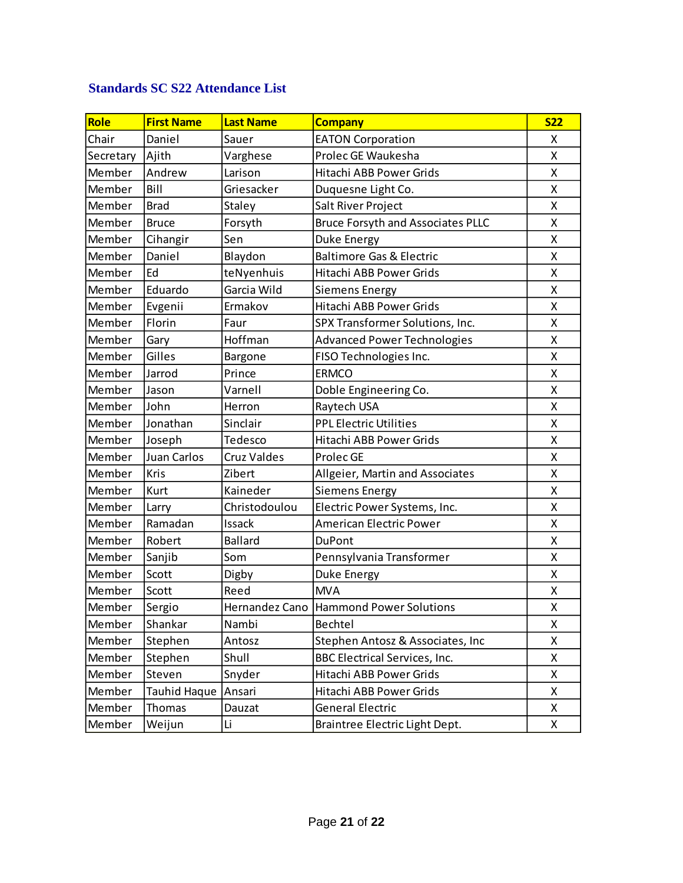## Standards SC S22 Attendance List

| Role | First Name | Last Name | Company | S22 |
|---|---|---|---|---|
| Chair | Daniel | Sauer | EATON Corporation | X |
| Secretary | Ajith | Varghese | Prolec GE Waukesha | X |
| Member | Andrew | Larison | Hitachi ABB Power Grids | X |
| Member | Bill | Griesacker | Duquesne Light Co. | X |
| Member | Brad | Staley | Salt River Project | X |
| Member | Bruce | Forsyth | Bruce Forsyth and Associates PLLC | X |
| Member | Cihangir | Sen | Duke Energy | X |
| Member | Daniel | Blaydon | Baltimore Gas & Electric | X |
| Member | Ed | teNyenhuis | Hitachi ABB Power Grids | X |
| Member | Eduardo | Garcia Wild | Siemens Energy | X |
| Member | Evgenii | Ermakov | Hitachi ABB Power Grids | X |
| Member | Florin | Faur | SPX Transformer Solutions, Inc. | X |
| Member | Gary | Hoffman | Advanced Power Technologies | X |
| Member | Gilles | Bargone | FISO Technologies Inc. | X |
| Member | Jarrod | Prince | ERMCO | X |
| Member | Jason | Varnell | Doble Engineering Co. | X |
| Member | John | Herron | Raytech USA | X |
| Member | Jonathan | Sinclair | PPL Electric Utilities | X |
| Member | Joseph | Tedesco | Hitachi ABB Power Grids | X |
| Member | Juan Carlos | Cruz Valdes | Prolec GE | X |
| Member | Kris | Zibert | Allgeier, Martin and Associates | X |
| Member | Kurt | Kaineder | Siemens Energy | X |
| Member | Larry | Christodoulou | Electric Power Systems, Inc. | X |
| Member | Ramadan | Issack | American Electric Power | X |
| Member | Robert | Ballard | DuPont | X |
| Member | Sanjib | Som | Pennsylvania Transformer | X |
| Member | Scott | Digby | Duke Energy | X |
| Member | Scott | Reed | MVA | X |
| Member | Sergio | Hernandez Cano | Hammond Power Solutions | X |
| Member | Shankar | Nambi | Bechtel | X |
| Member | Stephen | Antosz | Stephen Antosz & Associates, Inc | X |
| Member | Stephen | Shull | BBC Electrical Services, Inc. | X |
| Member | Steven | Snyder | Hitachi ABB Power Grids | X |
| Member | Tauhid Haque | Ansari | Hitachi ABB Power Grids | X |
| Member | Thomas | Dauzat | General Electric | X |
| Member | Weijun | Li | Braintree Electric Light Dept. | X |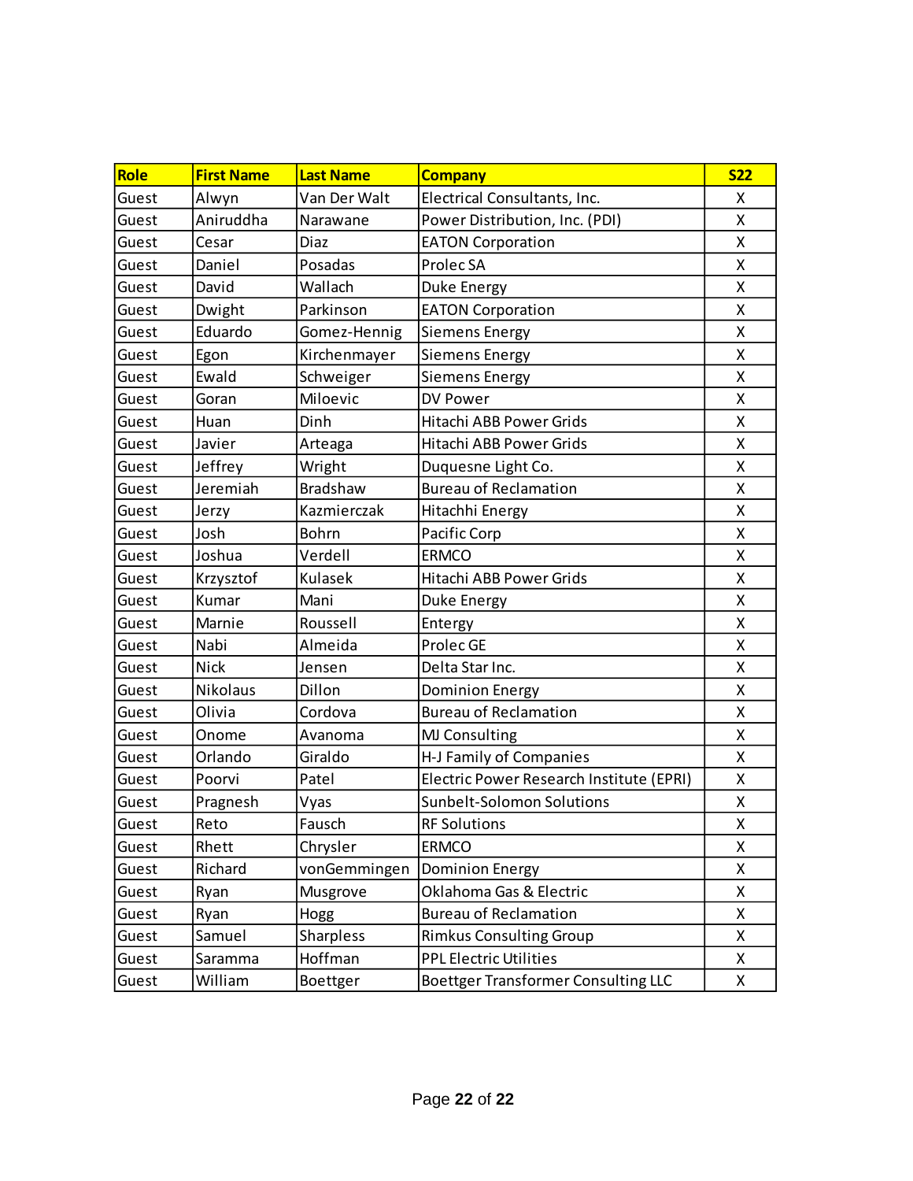| Role | First Name | Last Name | Company | S22 |
|---|---|---|---|---|
| Guest | Alwyn | Van Der Walt | Electrical Consultants, Inc. | X |
| Guest | Aniruddha | Narawane | Power Distribution, Inc. (PDI) | X |
| Guest | Cesar | Diaz | EATON Corporation | X |
| Guest | Daniel | Posadas | Prolec SA | X |
| Guest | David | Wallach | Duke Energy | X |
| Guest | Dwight | Parkinson | EATON Corporation | X |
| Guest | Eduardo | Gomez-Hennig | Siemens Energy | X |
| Guest | Egon | Kirchenmayer | Siemens Energy | X |
| Guest | Ewald | Schweiger | Siemens Energy | X |
| Guest | Goran | Miloevic | DV Power | X |
| Guest | Huan | Dinh | Hitachi ABB Power Grids | X |
| Guest | Javier | Arteaga | Hitachi ABB Power Grids | X |
| Guest | Jeffrey | Wright | Duquesne Light Co. | X |
| Guest | Jeremiah | Bradshaw | Bureau of Reclamation | X |
| Guest | Jerzy | Kazmierczak | Hitachhi Energy | X |
| Guest | Josh | Bohrn | Pacific Corp | X |
| Guest | Joshua | Verdell | ERMCO | X |
| Guest | Krzysztof | Kulasek | Hitachi ABB Power Grids | X |
| Guest | Kumar | Mani | Duke Energy | X |
| Guest | Marnie | Roussell | Entergy | X |
| Guest | Nabi | Almeida | Prolec GE | X |
| Guest | Nick | Jensen | Delta Star Inc. | X |
| Guest | Nikolaus | Dillon | Dominion Energy | X |
| Guest | Olivia | Cordova | Bureau of Reclamation | X |
| Guest | Onome | Avanoma | MJ Consulting | X |
| Guest | Orlando | Giraldo | H-J Family of Companies | X |
| Guest | Poorvi | Patel | Electric Power Research Institute (EPRI) | X |
| Guest | Pragnesh | Vyas | Sunbelt-Solomon Solutions | X |
| Guest | Reto | Fausch | RF Solutions | X |
| Guest | Rhett | Chrysler | ERMCO | X |
| Guest | Richard | vonGemmingen | Dominion Energy | X |
| Guest | Ryan | Musgrove | Oklahoma Gas & Electric | X |
| Guest | Ryan | Hogg | Bureau of Reclamation | X |
| Guest | Samuel | Sharpless | Rimkus Consulting Group | X |
| Guest | Saramma | Hoffman | PPL Electric Utilities | X |
| Guest | William | Boettger | Boettger Transformer Consulting LLC | X |